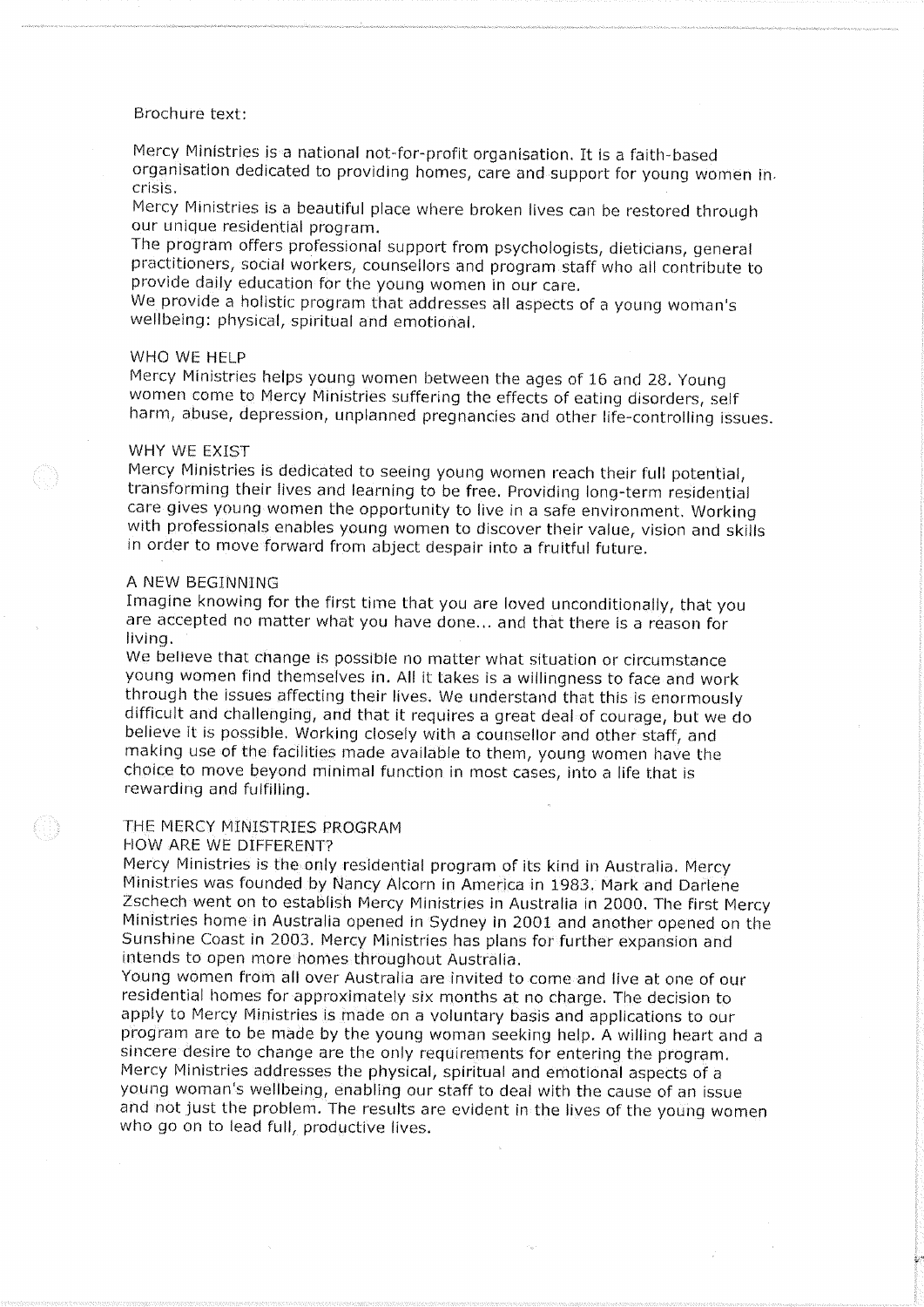Brochure text:

Mercy Ministries is a national not-for-profit organisation. It is a faith-based organisation dedicated to providing homes, care and support for young women in crisis.

Mercy Ministries is a beautiful place where broken lives can be restored through our unique residential program.

The program offers professional support from psychologists, dieticians, general practitioners, social workers, counsellors and program staff who all contribute to provide daily education for the young women in our care.

We provide a holistic program that addresses all aspects of a young woman's wellbeing: physical, spiritual and emotional.

## WHO WE HELP

Mercy Ministries helps young women between the ages of 16 and 28. Young women come to Mercy Ministries suffering the effects of eating disorders, self harm, abuse, depression, unplanned pregnancies and other life-controlling issues.

## WHY WE EXIST

Mercy Ministries is dedicated to seeing young women reach their full potential, transforming their lives and learning to be free. Providing long-term residential care gives young women the opportunity to live in a safe environment. Working with professionals enables young women to discover their value, vision and skills in order to move forward from abject despair into a fruitful future.

## A NEW BEGINNING

Imagine knowing for the first time that you are loved unconditionally, that you are accepted no matter what you have done... and that there is a reason for living.

We believe that change is possible no matter what situation or circumstance young women find themselves in. All it takes is a willingness to face and work through the issues affecting their lives. We understand that this is enormously difficult and challenging, and that it requires a great deal of courage, but we do believe it is possible. Working closely with a counsellor and other staff, and making use of the facilities made available to them, young women have the choice to move beyond minimal function in most cases, into a life that is rewarding and fulfilling.

## THE MERCY MINISTRIES PROGRAM

### HOW ARE WE DIFFERENT?

Mercy Ministries is the only residential program of its kind in Australia. Mercy Ministries was founded by Nancy Alcorn in America in 1983. Mark and Darlene Zschech went on to establish Mercy Ministries in Australia in 2000. The first Mercy Ministries home in Australia opened in Sydney in 2001 and another opened on the Sunshine Coast in 2003. Mercy Ministries has plans for further expansion and intends to open more homes throughout Australia.

Young women from all over Australia are invited to come and live at one of our residential homes for approximately six months at no charge. The decision to apply to Mercy Ministries is made on a voluntary basis and applications to our program are to be made by the young woman seeking help. A willing heart and a sincere desire to change are the only requirements for entering the program.

Mercy Ministries addresses the physical, spiritual and emotional aspects of a young woman's wellbeing, enabling our staff to deal with the cause of an issue and not just the problem. The results are evident in the lives of the young women who go on to lead full, productive lives.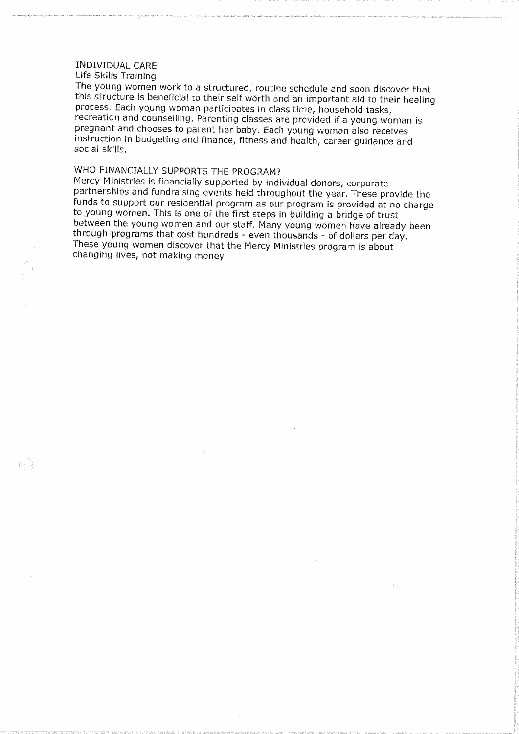## INDIVIDUAL CARE

### Life Skills Training

The young women work to a structured, routine schedule and soon discover that this structure is beneficial to their self worth and an important aid to their healing process. Each young woman participates in class time, household tasks, recreation and counselling. Parenting classes are provided if a young woman is pregnant and chooses to parent her baby. Each young woman also receives instruction in budgeting and finance, fitness and health, career guidance and social skills.

## WHO FINANCIALLY SUPPORTS THE PROGRAM?

Mercy Ministries is financially supported by individual donors, corporate partnerships and fundraising events held throughout the year. These provide the funds to support our residential program as our program is provided at no charge to young women. This is one of the first steps in building a bridge of trust between the young women and our staff. Many young women have already been through programs that cost hundreds - even thousands - of dollars per day. These young women discover that the Mercy Ministries program is about changing lives, not making money.